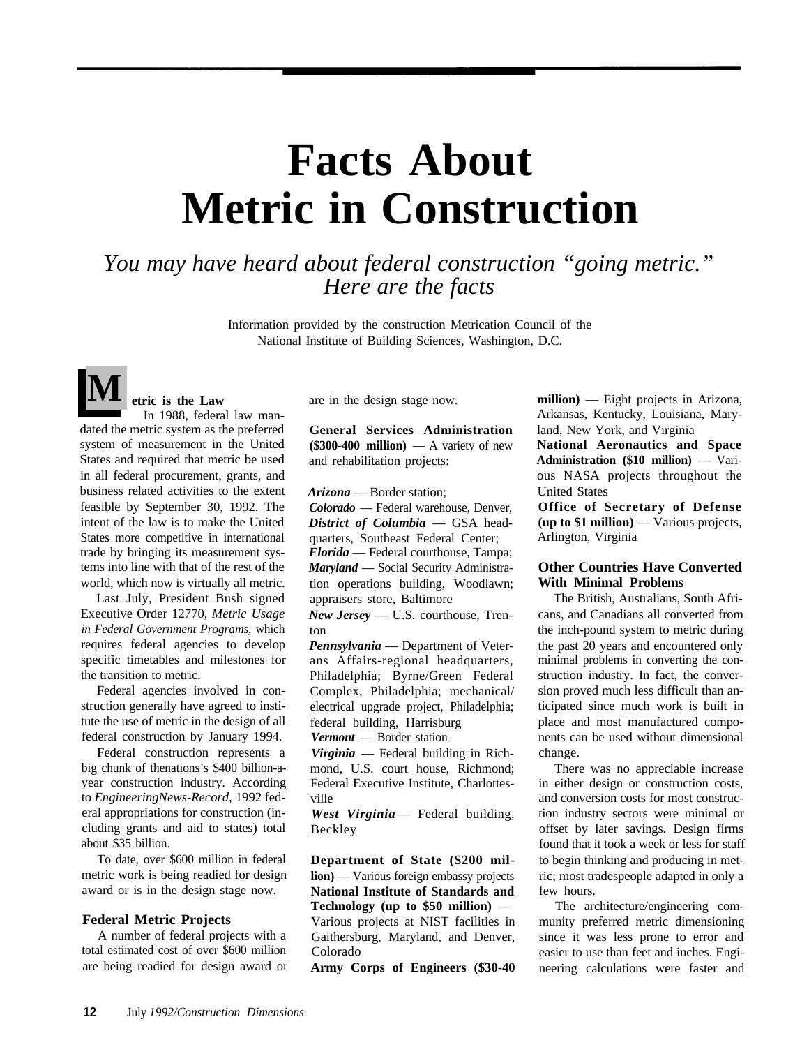# Facts About Metric in Construction

*You may have heard about federal construction "going metric." Here are the facts*

Information provided by the construction Metrication Council of the National Institute of Building Sciences, Washington, D.C.

### Metric is the Law

In 1988, federal law mandated the metric system as the preferred system of measurement in the United States and required that metric be used in all federal procurement, grants, and business related activities to the extent feasible by September 30, 1992. The intent of the law is to make the United States more competitive in international trade by bringing its measurement systems into line with that of the rest of the world, which now is virtually all metric.

Last July, President Bush signed Executive Order 12770, *Metric Usage in Federal Government Programs*, which requires federal agencies to develop specific timetables and milestones for the transition to metric.

Federal agencies involved in construction generally have agreed to institute the use of metric in the design of all federal construction by January 1994.

Federal construction represents a big chunk of thenations's $400 billion-a-year construction industry. According to *EngineeringNews-Record*, 1992 federal appropriations for construction (including grants and aid to states) total about $35 billion.

To date, over $600 million in federal metric work is being readied for design award or is in the design stage now.

### Federal Metric Projects

A number of federal projects with a total estimated cost of over $600 million are being readied for design award or are in the design stage now.

**General Services Administration ($300-400 million)** — A variety of new and rehabilitation projects:

***Arizona*** — Border station;
***Colorado*** — Federal warehouse, Denver,
***District of Columbia*** — GSA headquarters, Southeast Federal Center;
***Florida*** — Federal courthouse, Tampa;
***Maryland*** — Social Security Administration operations building, Woodlawn; appraisers store, Baltimore
***New Jersey*** — U.S. courthouse, Trenton
***Pennsylvania*** — Department of Veterans Affairs-regional headquarters, Philadelphia; Byrne/Green Federal Complex, Philadelphia; mechanical/electrical upgrade project, Philadelphia; federal building, Harrisburg
***Vermont*** — Border station
***Virginia*** — Federal building in Richmond, U.S. court house, Richmond; Federal Executive Institute, Charlottesville
***West Virginia***— Federal building, Beckley

**Department of State ($200 million)** — Various foreign embassy projects
**National Institute of Standards and Technology (up to $50 million)** — Various projects at NIST facilities in Gaithersburg, Maryland, and Denver, Colorado
**Army Corps of Engineers ($30-40 million)** — Eight projects in Arizona, Arkansas, Kentucky, Louisiana, Maryland, New York, and Virginia
**National Aeronautics and Space Administration ($10 million)** — Various NASA projects throughout the United States
**Office of Secretary of Defense (up to $1 million)** — Various projects, Arlington, Virginia

### Other Countries Have Converted With Minimal Problems

The British, Australians, South Africans, and Canadians all converted from the inch-pound system to metric during the past 20 years and encountered only minimal problems in converting the construction industry. In fact, the conversion proved much less difficult than anticipated since much work is built in place and most manufactured components can be used without dimensional change.

There was no appreciable increase in either design or construction costs, and conversion costs for most construction industry sectors were minimal or offset by later savings. Design firms found that it took a week or less for staff to begin thinking and producing in metric; most tradespeople adapted in only a few hours.

The architecture/engineering community preferred metric dimensioning since it was less prone to error and easier to use than feet and inches. Engineering calculations were faster and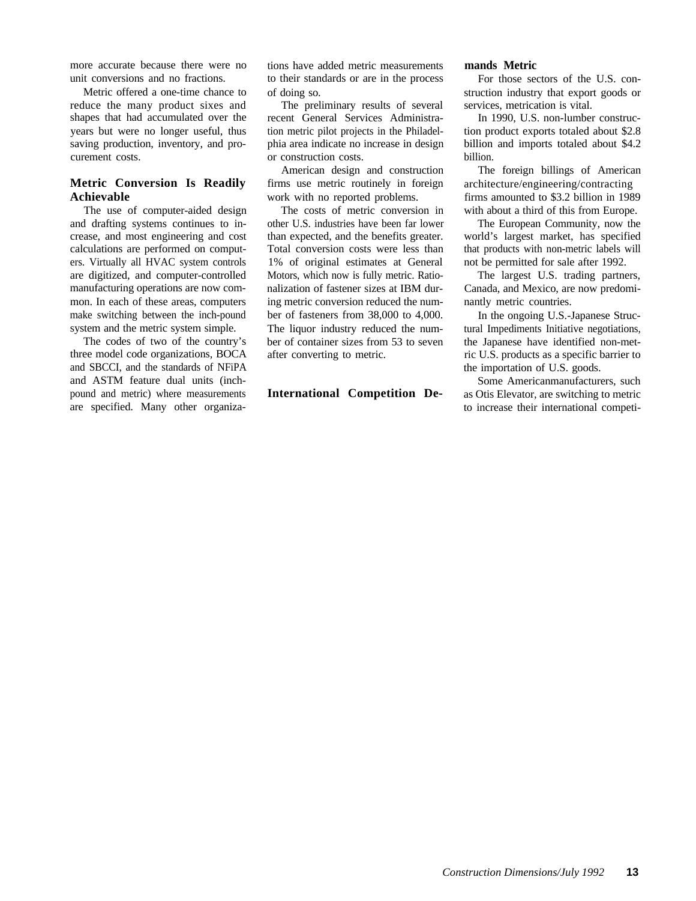more accurate because there were no unit conversions and no fractions.

Metric offered a one-time chance to reduce the many product sixes and shapes that had accumulated over the years but were no longer useful, thus saving production, inventory, and procurement costs.

## Metric Conversion Is Readily Achievable

The use of computer-aided design and drafting systems continues to increase, and most engineering and cost calculations are performed on computers. Virtually all HVAC system controls are digitized, and computer-controlled manufacturing operations are now common. In each of these areas, computers make switching between the inch-pound system and the metric system simple.

The codes of two of the country's three model code organizations, BOCA and SBCCI, and the standards of NFiPA and ASTM feature dual units (inch-pound and metric) where measurements are specified. Many other organizations have added metric measurements to their standards or are in the process of doing so.

The preliminary results of several recent General Services Administration metric pilot projects in the Philadelphia area indicate no increase in design or construction costs.

American design and construction firms use metric routinely in foreign work with no reported problems.

The costs of metric conversion in other U.S. industries have been far lower than expected, and the benefits greater. Total conversion costs were less than 1% of original estimates at General Motors, which now is fully metric. Rationalization of fastener sizes at IBM during metric conversion reduced the number of fasteners from 38,000 to 4,000. The liquor industry reduced the number of container sizes from 53 to seven after converting to metric.

## International Competition Demands Metric

For those sectors of the U.S. construction industry that export goods or services, metrication is vital.

In 1990, U.S. non-lumber construction product exports totaled about $2.8 billion and imports totaled about $4.2 billion.

The foreign billings of American architecture/engineering/contracting firms amounted to $3.2 billion in 1989 with about a third of this from Europe.

The European Community, now the world's largest market, has specified that products with non-metric labels will not be permitted for sale after 1992.

The largest U.S. trading partners, Canada, and Mexico, are now predominantly metric countries.

In the ongoing U.S.-Japanese Structural Impediments Initiative negotiations, the Japanese have identified non-metric U.S. products as a specific barrier to the importation of U.S. goods.

Some Americanmanufacturers, such as Otis Elevator, are switching to metric to increase their international competi-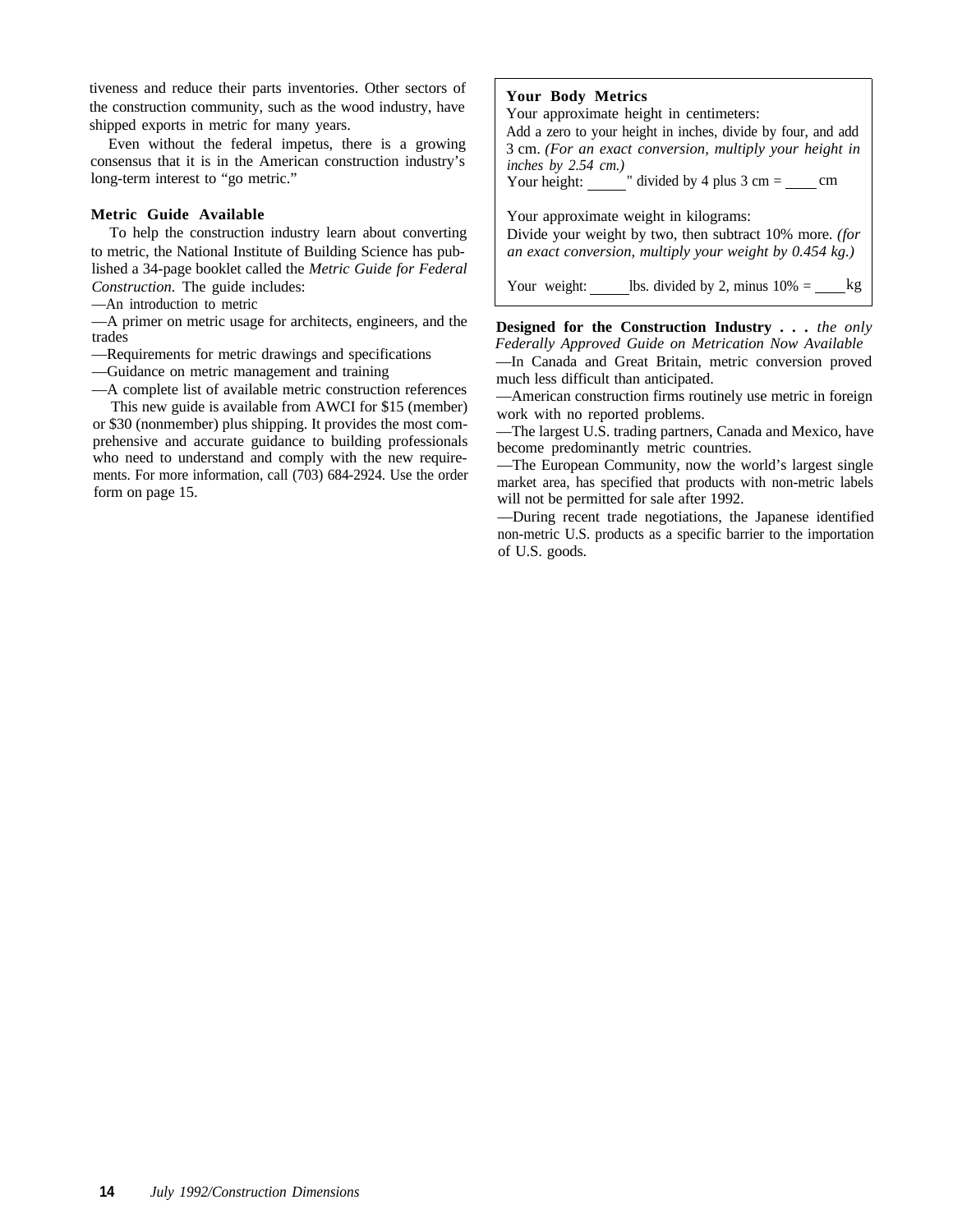tiveness and reduce their parts inventories. Other sectors of the construction community, such as the wood industry, have shipped exports in metric for many years.

Even without the federal impetus, there is a growing consensus that it is in the American construction industry's long-term interest to "go metric."

### Metric Guide Available

To help the construction industry learn about converting to metric, the National Institute of Building Science has published a 34-page booklet called the *Metric Guide for Federal Construction.* The guide includes:

—An introduction to metric
—A primer on metric usage for architects, engineers, and the trades
—Requirements for metric drawings and specifications
—Guidance on metric management and training
—A complete list of available metric construction references

This new guide is available from AWCI for $15 (member) or $30 (nonmember) plus shipping. It provides the most comprehensive and accurate guidance to building professionals who need to understand and comply with the new requirements. For more information, call (703) 684-2924. Use the order form on page 15.

**Your Body Metrics**

Your approximate height in centimeters:
Add a zero to your height in inches, divide by four, and add 3 cm. *(For an exact conversion, multiply your height in inches by 2.54 cm.)*
Your height: _____" divided by 4 plus 3 cm = ____ cm

Your approximate weight in kilograms:
Divide your weight by two, then subtract 10% more. *(for an exact conversion, multiply your weight by 0.454 kg.)*

Your weight: _____lbs. divided by 2, minus 10% = ____kg

**Designed for the Construction Industry . . .** *the only Federally Approved Guide on Metrication Now Available*

—In Canada and Great Britain, metric conversion proved much less difficult than anticipated.
—American construction firms routinely use metric in foreign work with no reported problems.
—The largest U.S. trading partners, Canada and Mexico, have become predominantly metric countries.
—The European Community, now the world's largest single market area, has specified that products with non-metric labels will not be permitted for sale after 1992.
—During recent trade negotiations, the Japanese identified non-metric U.S. products as a specific barrier to the importation of U.S. goods.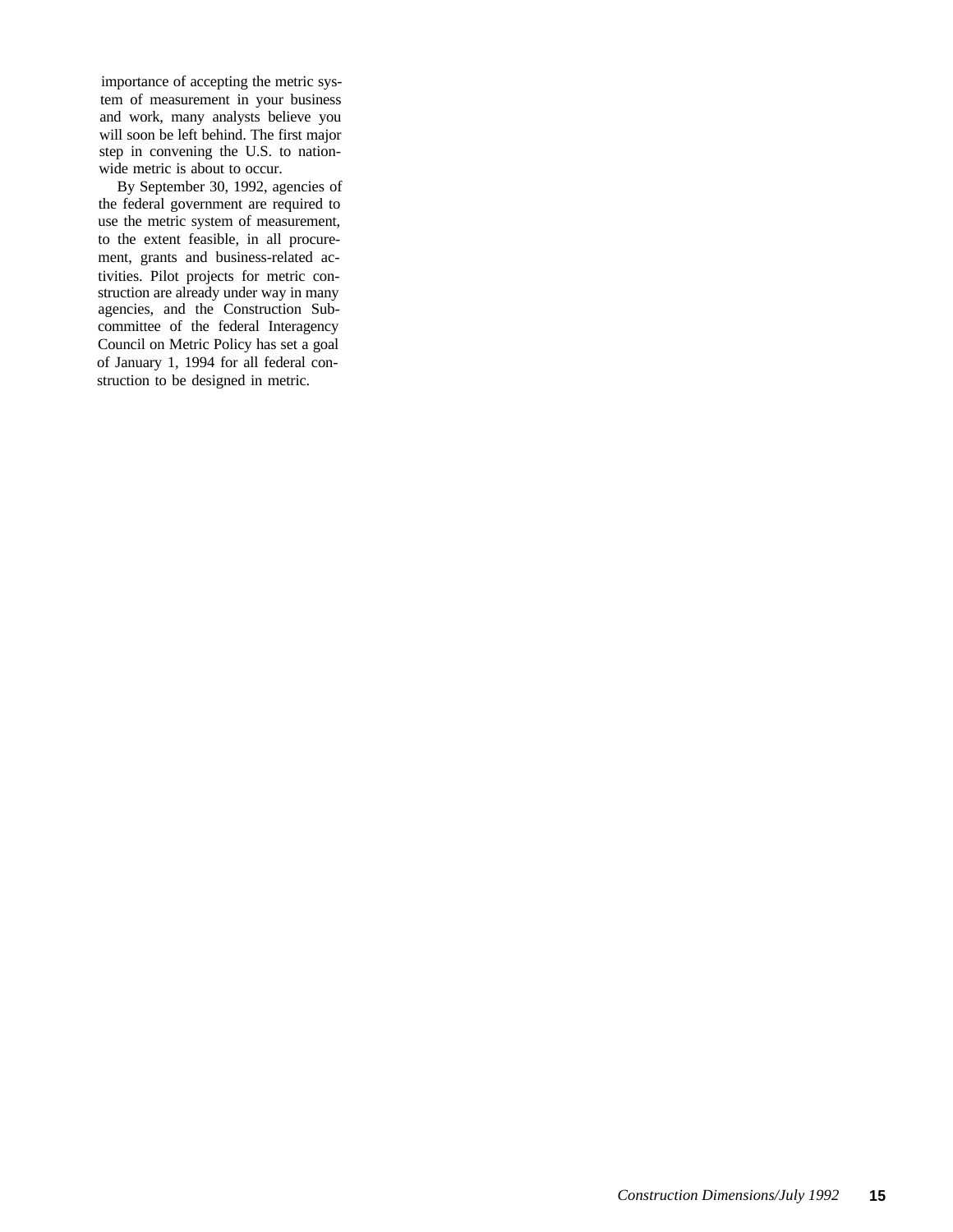importance of accepting the metric system of measurement in your business and work, many analysts believe you will soon be left behind. The first major step in convening the U.S. to nationwide metric is about to occur.

By September 30, 1992, agencies of the federal government are required to use the metric system of measurement, to the extent feasible, in all procurement, grants and business-related activities. Pilot projects for metric construction are already under way in many agencies, and the Construction Subcommittee of the federal Interagency Council on Metric Policy has set a goal of January 1, 1994 for all federal construction to be designed in metric.